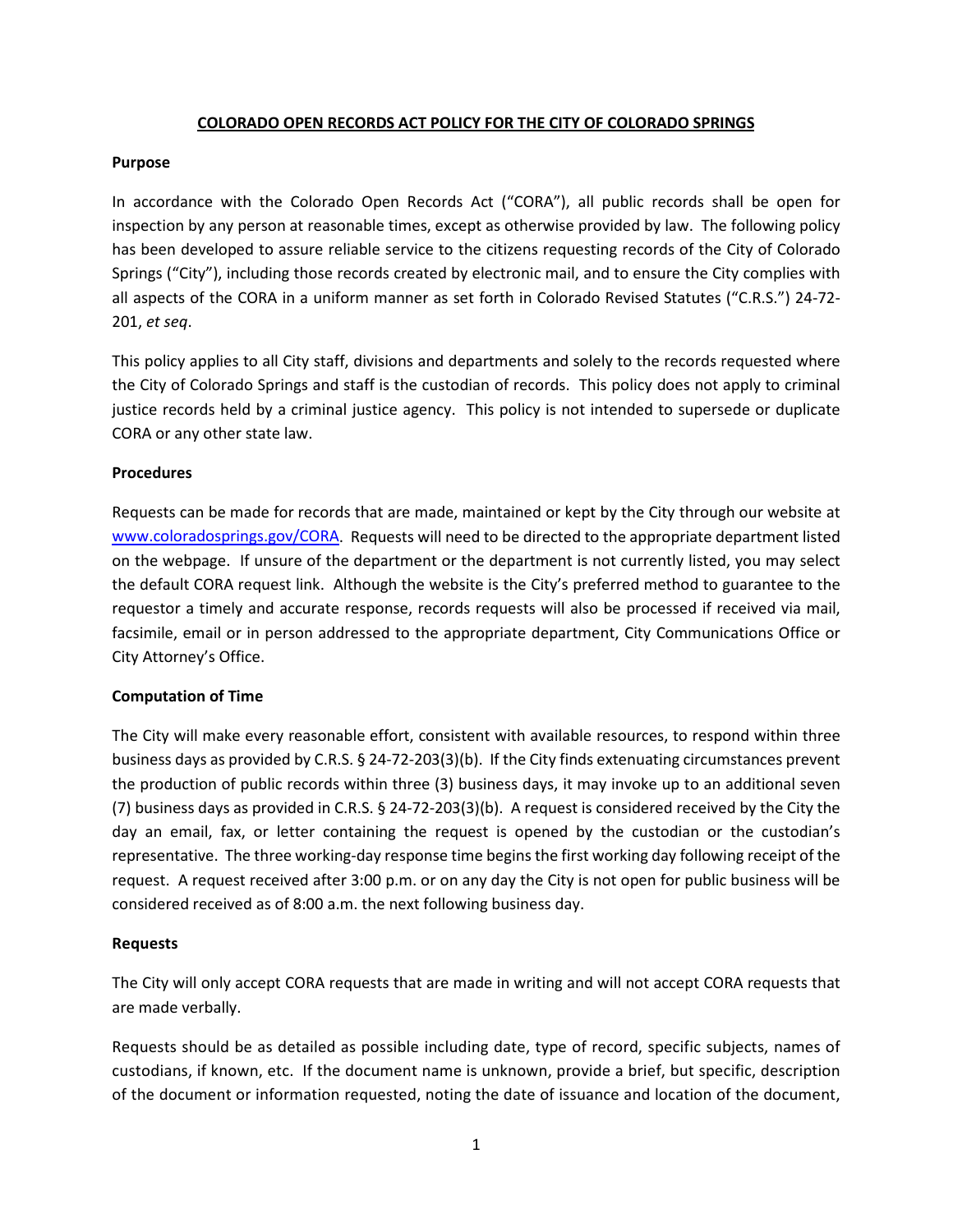# COLORADO OPEN RECORDS ACT POLICY FOR THE CITY OF COLORADO SPRINGS

## Purpose

In accordance with the Colorado Open Records Act ("CORA"), all public records shall be open for inspection by any person at reasonable times, except as otherwise provided by law. The following policy has been developed to assure reliable service to the citizens requesting records of the City of Colorado Springs ("City"), including those records created by electronic mail, and to ensure the City complies with all aspects of the CORA in a uniform manner as set forth in Colorado Revised Statutes ("C.R.S.") 24-72-201, *et seq*.

This policy applies to all City staff, divisions and departments and solely to the records requested where the City of Colorado Springs and staff is the custodian of records. This policy does not apply to criminal justice records held by a criminal justice agency. This policy is not intended to supersede or duplicate CORA or any other state law.

## Procedures

Requests can be made for records that are made, maintained or kept by the City through our website at [www.coloradosprings.gov/CORA](www.coloradosprings.gov/CORA). Requests will need to be directed to the appropriate department listed on the webpage. If unsure of the department or the department is not currently listed, you may select the default CORA request link. Although the website is the City's preferred method to guarantee to the requestor a timely and accurate response, records requests will also be processed if received via mail, facsimile, email or in person addressed to the appropriate department, City Communications Office or City Attorney's Office.

## Computation of Time

The City will make every reasonable effort, consistent with available resources, to respond within three business days as provided by C.R.S. § 24-72-203(3)(b). If the City finds extenuating circumstances prevent the production of public records within three (3) business days, it may invoke up to an additional seven (7) business days as provided in C.R.S. § 24-72-203(3)(b). A request is considered received by the City the day an email, fax, or letter containing the request is opened by the custodian or the custodian's representative. The three working-day response time begins the first working day following receipt of the request. A request received after 3:00 p.m. or on any day the City is not open for public business will be considered received as of 8:00 a.m. the next following business day.

## Requests

The City will only accept CORA requests that are made in writing and will not accept CORA requests that are made verbally.

Requests should be as detailed as possible including date, type of record, specific subjects, names of custodians, if known, etc. If the document name is unknown, provide a brief, but specific, description of the document or information requested, noting the date of issuance and location of the document,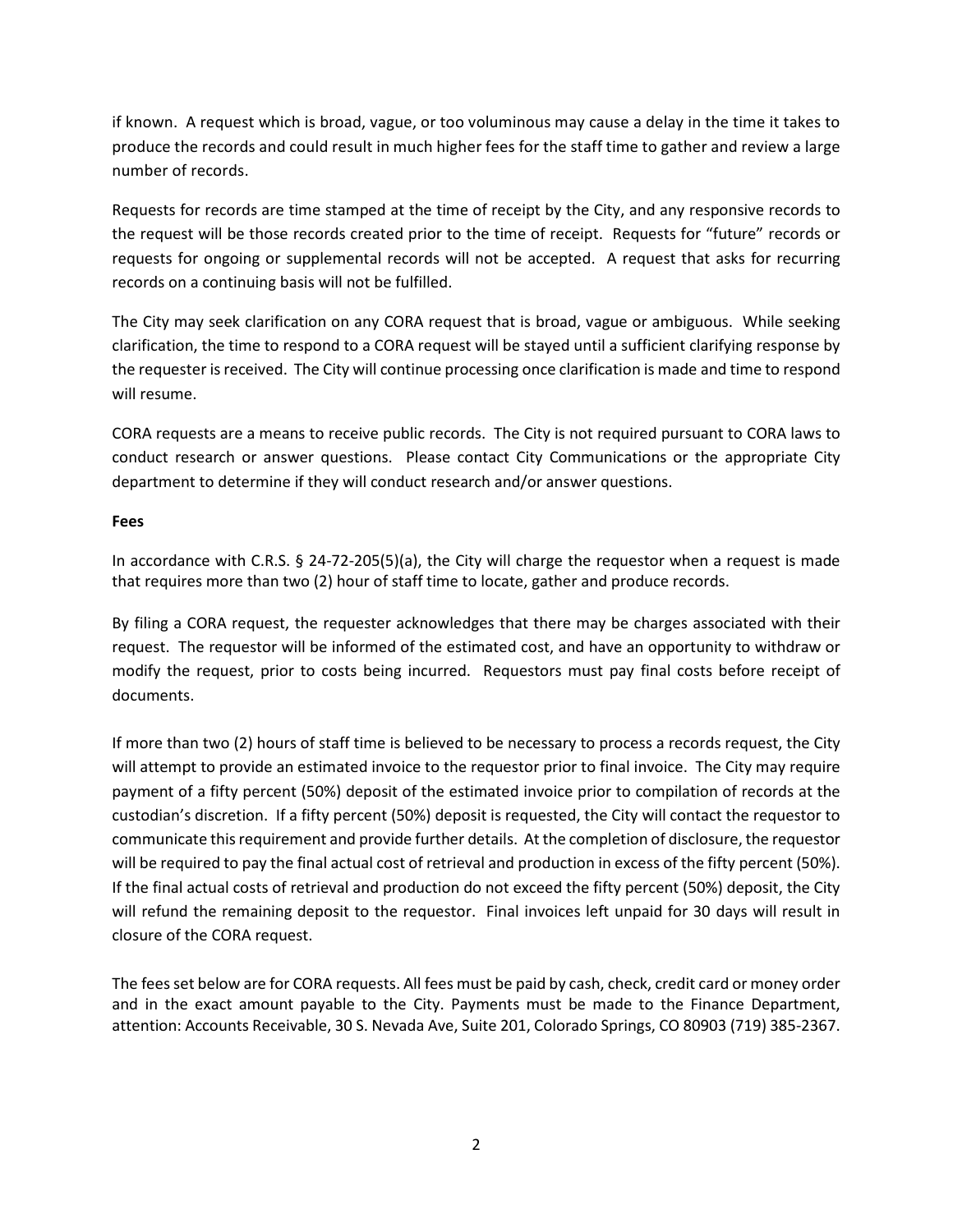if known. A request which is broad, vague, or too voluminous may cause a delay in the time it takes to produce the records and could result in much higher fees for the staff time to gather and review a large number of records.

Requests for records are time stamped at the time of receipt by the City, and any responsive records to the request will be those records created prior to the time of receipt. Requests for "future" records or requests for ongoing or supplemental records will not be accepted. A request that asks for recurring records on a continuing basis will not be fulfilled.

The City may seek clarification on any CORA request that is broad, vague or ambiguous. While seeking clarification, the time to respond to a CORA request will be stayed until a sufficient clarifying response by the requester is received. The City will continue processing once clarification is made and time to respond will resume.

CORA requests are a means to receive public records. The City is not required pursuant to CORA laws to conduct research or answer questions. Please contact City Communications or the appropriate City department to determine if they will conduct research and/or answer questions.

**Fees**

In accordance with C.R.S. § 24-72-205(5)(a), the City will charge the requestor when a request is made that requires more than two (2) hour of staff time to locate, gather and produce records.

By filing a CORA request, the requester acknowledges that there may be charges associated with their request. The requestor will be informed of the estimated cost, and have an opportunity to withdraw or modify the request, prior to costs being incurred. Requestors must pay final costs before receipt of documents.

If more than two (2) hours of staff time is believed to be necessary to process a records request, the City will attempt to provide an estimated invoice to the requestor prior to final invoice. The City may require payment of a fifty percent (50%) deposit of the estimated invoice prior to compilation of records at the custodian's discretion. If a fifty percent (50%) deposit is requested, the City will contact the requestor to communicate this requirement and provide further details. At the completion of disclosure, the requestor will be required to pay the final actual cost of retrieval and production in excess of the fifty percent (50%). If the final actual costs of retrieval and production do not exceed the fifty percent (50%) deposit, the City will refund the remaining deposit to the requestor. Final invoices left unpaid for 30 days will result in closure of the CORA request.

The fees set below are for CORA requests. All fees must be paid by cash, check, credit card or money order and in the exact amount payable to the City. Payments must be made to the Finance Department, attention: Accounts Receivable, 30 S. Nevada Ave, Suite 201, Colorado Springs, CO 80903 (719) 385-2367.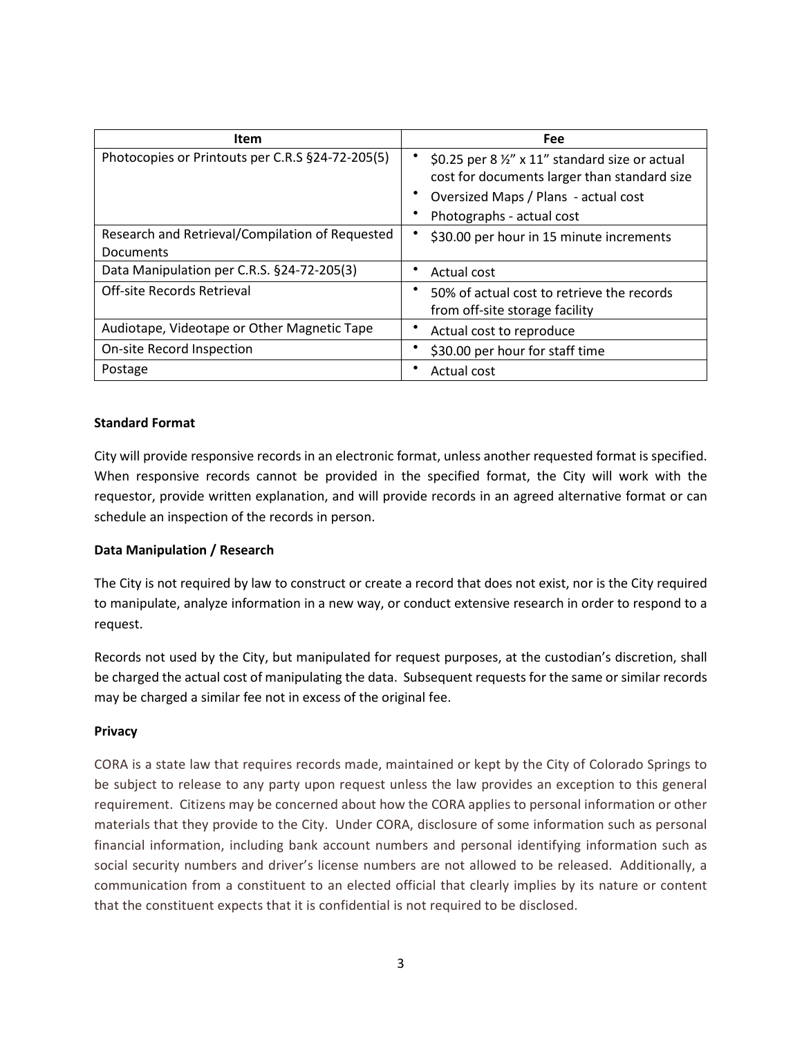| Item | Fee |
|---|---|
| Photocopies or Printouts per C.R.S §24-72-205(5) | • $0.25 per 8 ½" x 11" standard size or actual cost for documents larger than standard size<br>• Oversized Maps / Plans - actual cost<br>• Photographs - actual cost |
| Research and Retrieval/Compilation of Requested Documents | • $30.00 per hour in 15 minute increments |
| Data Manipulation per C.R.S. §24-72-205(3) | • Actual cost |
| Off-site Records Retrieval | • 50% of actual cost to retrieve the records from off-site storage facility |
| Audiotape, Videotape or Other Magnetic Tape | • Actual cost to reproduce |
| On-site Record Inspection | • $30.00 per hour for staff time |
| Postage | • Actual cost |

**Standard Format**

City will provide responsive records in an electronic format, unless another requested format is specified. When responsive records cannot be provided in the specified format, the City will work with the requestor, provide written explanation, and will provide records in an agreed alternative format or can schedule an inspection of the records in person.

**Data Manipulation / Research**

The City is not required by law to construct or create a record that does not exist, nor is the City required to manipulate, analyze information in a new way, or conduct extensive research in order to respond to a request.

Records not used by the City, but manipulated for request purposes, at the custodian's discretion, shall be charged the actual cost of manipulating the data. Subsequent requests for the same or similar records may be charged a similar fee not in excess of the original fee.

**Privacy**

CORA is a state law that requires records made, maintained or kept by the City of Colorado Springs to be subject to release to any party upon request unless the law provides an exception to this general requirement. Citizens may be concerned about how the CORA applies to personal information or other materials that they provide to the City. Under CORA, disclosure of some information such as personal financial information, including bank account numbers and personal identifying information such as social security numbers and driver's license numbers are not allowed to be released. Additionally, a communication from a constituent to an elected official that clearly implies by its nature or content that the constituent expects that it is confidential is not required to be disclosed.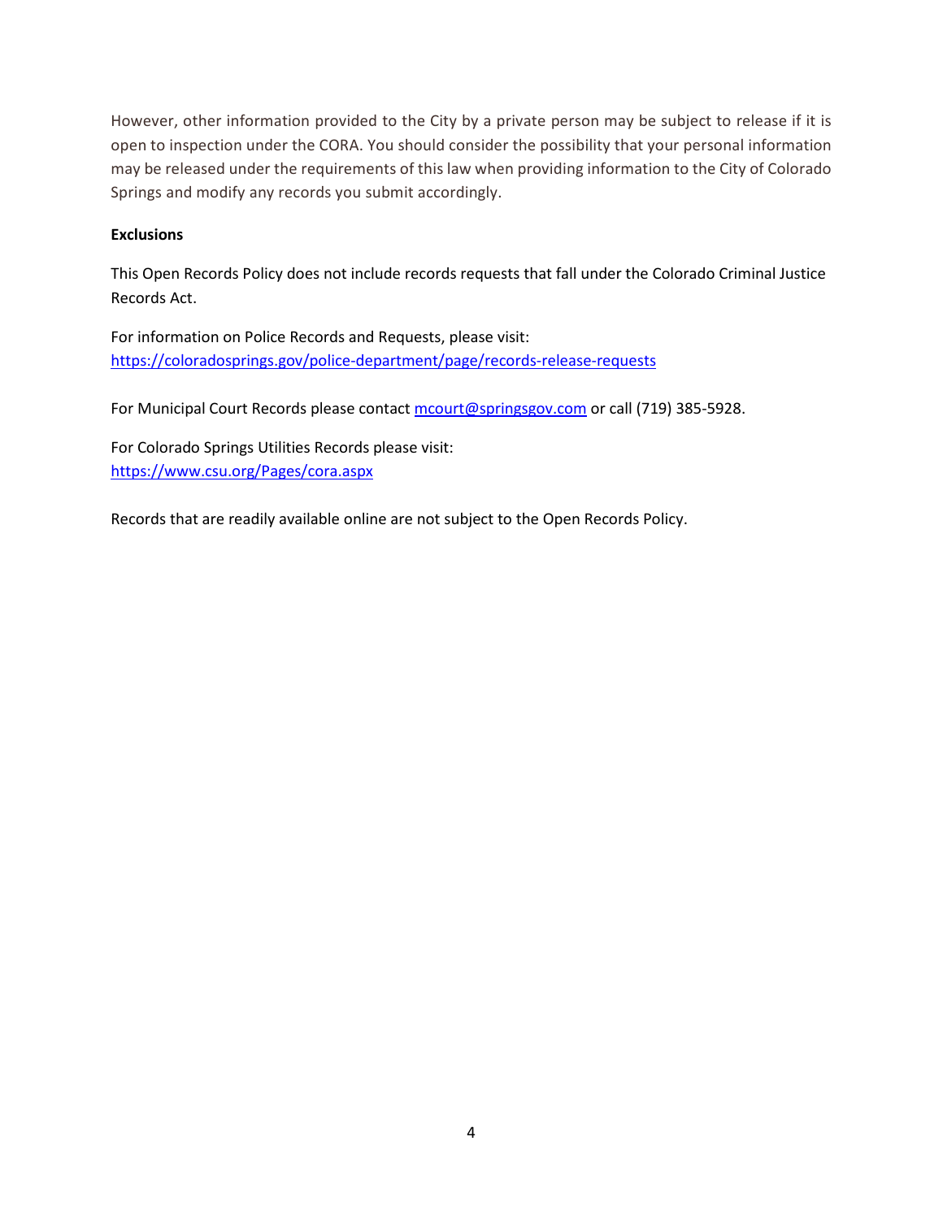However, other information provided to the City by a private person may be subject to release if it is open to inspection under the CORA. You should consider the possibility that your personal information may be released under the requirements of this law when providing information to the City of Colorado Springs and modify any records you submit accordingly.

**Exclusions**

This Open Records Policy does not include records requests that fall under the Colorado Criminal Justice Records Act.

For information on Police Records and Requests, please visit:
[https://coloradosprings.gov/police-department/page/records-release-requests](https://coloradosprings.gov/police-department/page/records-release-requests)

For Municipal Court Records please contact [mcourt@springsgov.com](mailto:mcourt@springsgov.com) or call (719) 385-5928.

For Colorado Springs Utilities Records please visit:
[https://www.csu.org/Pages/cora.aspx](https://www.csu.org/Pages/cora.aspx)

Records that are readily available online are not subject to the Open Records Policy.